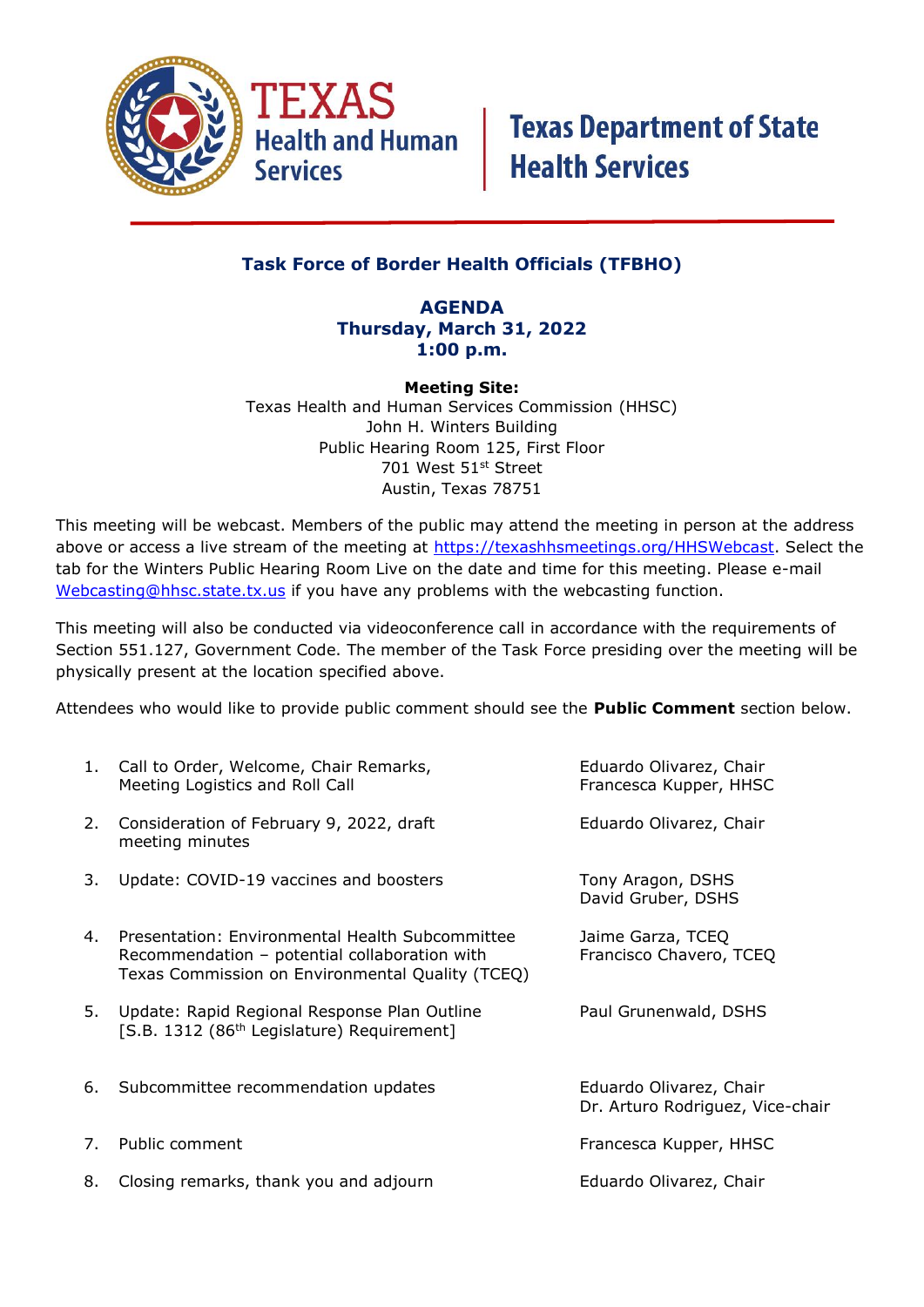Texas Health and Human Services | Texas Department of State Health Services

## Task Force of Border Health Officials (TFBHO)

**AGENDA**
**Thursday, March 31, 2022**
**1:00 p.m.**

**Meeting Site:**
Texas Health and Human Services Commission (HHSC)
John H. Winters Building
Public Hearing Room 125, First Floor
701 West 51st Street
Austin, Texas 78751

This meeting will be webcast. Members of the public may attend the meeting in person at the address above or access a live stream of the meeting at https://texashhsmeetings.org/HHSWebcast. Select the tab for the Winters Public Hearing Room Live on the date and time for this meeting. Please e-mail Webcasting@hhsc.state.tx.us if you have any problems with the webcasting function.

This meeting will also be conducted via videoconference call in accordance with the requirements of Section 551.127, Government Code. The member of the Task Force presiding over the meeting will be physically present at the location specified above.

Attendees who would like to provide public comment should see the **Public Comment** section below.

| # | Item | Presenter(s) |
|---|---|---|
| 1. | Call to Order, Welcome, Chair Remarks, Meeting Logistics and Roll Call | Eduardo Olivarez, Chair<br>Francesca Kupper, HHSC |
| 2. | Consideration of February 9, 2022, draft meeting minutes | Eduardo Olivarez, Chair |
| 3. | Update: COVID-19 vaccines and boosters | Tony Aragon, DSHS<br>David Gruber, DSHS |
| 4. | Presentation: Environmental Health Subcommittee Recommendation – potential collaboration with Texas Commission on Environmental Quality (TCEQ) | Jaime Garza, TCEQ<br>Francisco Chavero, TCEQ |
| 5. | Update: Rapid Regional Response Plan Outline [S.B. 1312 (86th Legislature) Requirement] | Paul Grunenwald, DSHS |
| 6. | Subcommittee recommendation updates | Eduardo Olivarez, Chair<br>Dr. Arturo Rodriguez, Vice-chair |
| 7. | Public comment | Francesca Kupper, HHSC |
| 8. | Closing remarks, thank you and adjourn | Eduardo Olivarez, Chair |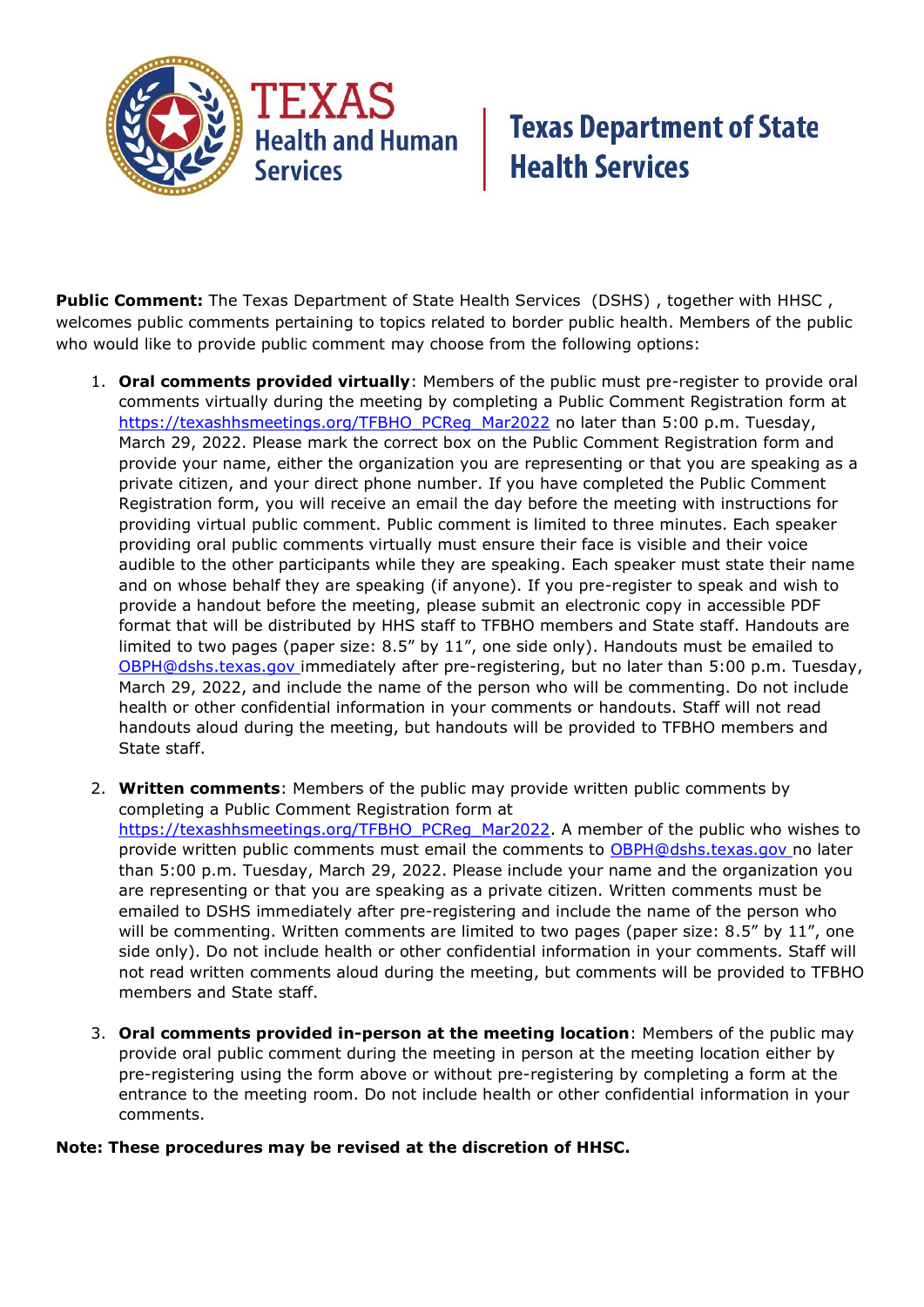Texas Health and Human Services | Texas Department of State Health Services

**Public Comment:** The Texas Department of State Health Services (DSHS), together with HHSC, welcomes public comments pertaining to topics related to border public health. Members of the public who would like to provide public comment may choose from the following options:

1. **Oral comments provided virtually**: Members of the public must pre-register to provide oral comments virtually during the meeting by completing a Public Comment Registration form at https://texashhsmeetings.org/TFBHO_PCReg_Mar2022 no later than 5:00 p.m. Tuesday, March 29, 2022. Please mark the correct box on the Public Comment Registration form and provide your name, either the organization you are representing or that you are speaking as a private citizen, and your direct phone number. If you have completed the Public Comment Registration form, you will receive an email the day before the meeting with instructions for providing virtual public comment. Public comment is limited to three minutes. Each speaker providing oral public comments virtually must ensure their face is visible and their voice audible to the other participants while they are speaking. Each speaker must state their name and on whose behalf they are speaking (if anyone). If you pre-register to speak and wish to provide a handout before the meeting, please submit an electronic copy in accessible PDF format that will be distributed by HHS staff to TFBHO members and State staff. Handouts are limited to two pages (paper size: 8.5" by 11", one side only). Handouts must be emailed to OBPH@dshs.texas.gov immediately after pre-registering, but no later than 5:00 p.m. Tuesday, March 29, 2022, and include the name of the person who will be commenting. Do not include health or other confidential information in your comments or handouts. Staff will not read handouts aloud during the meeting, but handouts will be provided to TFBHO members and State staff.

2. **Written comments**: Members of the public may provide written public comments by completing a Public Comment Registration form at https://texashhsmeetings.org/TFBHO_PCReg_Mar2022. A member of the public who wishes to provide written public comments must email the comments to OBPH@dshs.texas.gov no later than 5:00 p.m. Tuesday, March 29, 2022. Please include your name and the organization you are representing or that you are speaking as a private citizen. Written comments must be emailed to DSHS immediately after pre-registering and include the name of the person who will be commenting. Written comments are limited to two pages (paper size: 8.5" by 11", one side only). Do not include health or other confidential information in your comments. Staff will not read written comments aloud during the meeting, but comments will be provided to TFBHO members and State staff.

3. **Oral comments provided in-person at the meeting location**: Members of the public may provide oral public comment during the meeting in person at the meeting location either by pre-registering using the form above or without pre-registering by completing a form at the entrance to the meeting room. Do not include health or other confidential information in your comments.

**Note: These procedures may be revised at the discretion of HHSC.**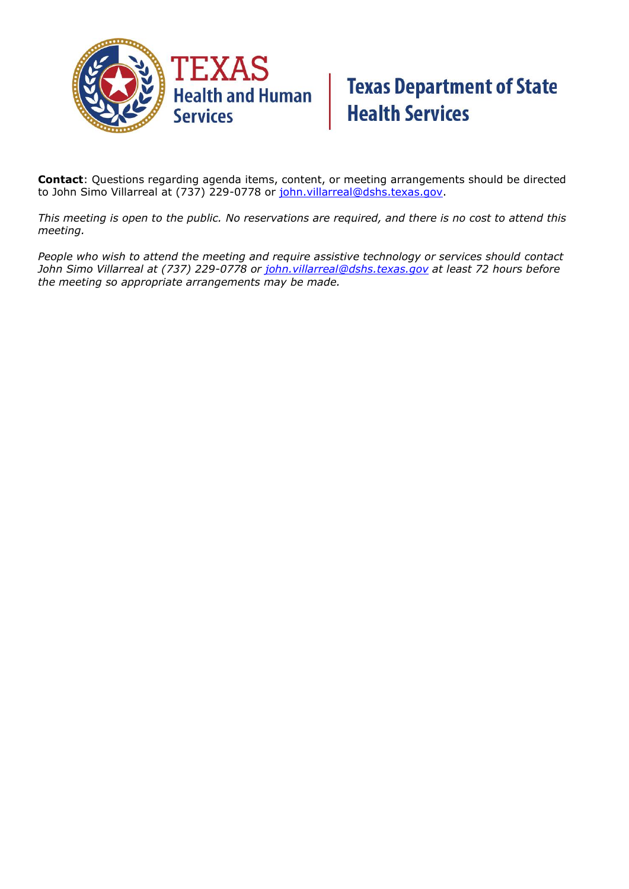**Contact**: Questions regarding agenda items, content, or meeting arrangements should be directed to John Simo Villarreal at (737) 229-0778 or john.villarreal@dshs.texas.gov.

*This meeting is open to the public. No reservations are required, and there is no cost to attend this meeting.*

*People who wish to attend the meeting and require assistive technology or services should contact John Simo Villarreal at (737) 229-0778 or john.villarreal@dshs.texas.gov at least 72 hours before the meeting so appropriate arrangements may be made.*